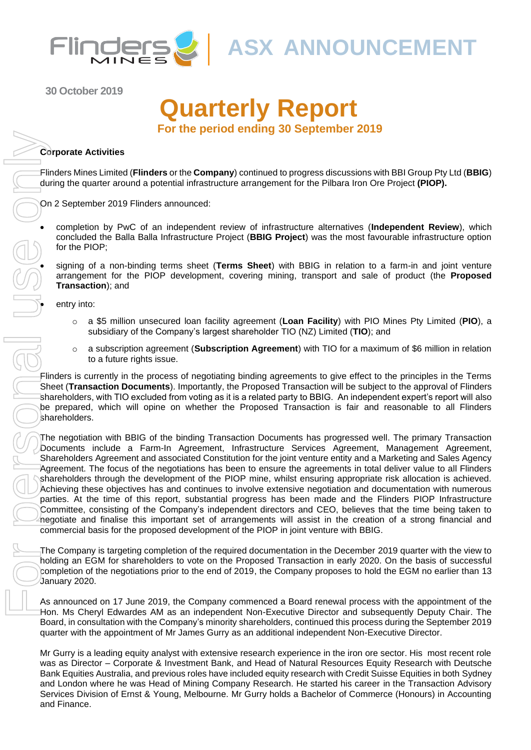# ASX ANNOUNCEMENT

30 October 2019

# Quarterly Report

## For the period ending 30 September 2019

### Corporate Activities

Flinders Mines Limited (**Flinders** or the **Company**) continued to progress discussions with BBI Group Pty Ltd (**BBIG**) during the quarter around a potential infrastructure arrangement for the Pilbara Iron Ore Project **(PIOP).**

On 2 September 2019 Flinders announced:

- completion by PwC of an independent review of infrastructure alternatives (**Independent Review**), which concluded the Balla Balla Infrastructure Project (**BBIG Project**) was the most favourable infrastructure option for the PIOP;
- signing of a non-binding terms sheet (**Terms Sheet**) with BBIG in relation to a farm-in and joint venture arrangement for the PIOP development, covering mining, transport and sale of product (the **Proposed Transaction**); and
- entry into:
  - a $5 million unsecured loan facility agreement (**Loan Facility**) with PIO Mines Pty Limited (**PIO**), a subsidiary of the Company's largest shareholder TIO (NZ) Limited (**TIO**); and
  - a subscription agreement (**Subscription Agreement**) with TIO for a maximum of $6 million in relation to a future rights issue.

Flinders is currently in the process of negotiating binding agreements to give effect to the principles in the Terms Sheet (**Transaction Documents**). Importantly, the Proposed Transaction will be subject to the approval of Flinders shareholders, with TIO excluded from voting as it is a related party to BBIG. An independent expert's report will also be prepared, which will opine on whether the Proposed Transaction is fair and reasonable to all Flinders shareholders.

The negotiation with BBIG of the binding Transaction Documents has progressed well. The primary Transaction Documents include a Farm-In Agreement, Infrastructure Services Agreement, Management Agreement, Shareholders Agreement and associated Constitution for the joint venture entity and a Marketing and Sales Agency Agreement. The focus of the negotiations has been to ensure the agreements in total deliver value to all Flinders shareholders through the development of the PIOP mine, whilst ensuring appropriate risk allocation is achieved. Achieving these objectives has and continues to involve extensive negotiation and documentation with numerous parties. At the time of this report, substantial progress has been made and the Flinders PIOP Infrastructure Committee, consisting of the Company's independent directors and CEO, believes that the time being taken to negotiate and finalise this important set of arrangements will assist in the creation of a strong financial and commercial basis for the proposed development of the PIOP in joint venture with BBIG.

The Company is targeting completion of the required documentation in the December 2019 quarter with the view to holding an EGM for shareholders to vote on the Proposed Transaction in early 2020. On the basis of successful completion of the negotiations prior to the end of 2019, the Company proposes to hold the EGM no earlier than 13 January 2020.

As announced on 17 June 2019, the Company commenced a Board renewal process with the appointment of the Hon. Ms Cheryl Edwardes AM as an independent Non-Executive Director and subsequently Deputy Chair. The Board, in consultation with the Company's minority shareholders, continued this process during the September 2019 quarter with the appointment of Mr James Gurry as an additional independent Non-Executive Director.

Mr Gurry is a leading equity analyst with extensive research experience in the iron ore sector. His most recent role was as Director – Corporate & Investment Bank, and Head of Natural Resources Equity Research with Deutsche Bank Equities Australia, and previous roles have included equity research with Credit Suisse Equities in both Sydney and London where he was Head of Mining Company Research. He started his career in the Transaction Advisory Services Division of Ernst & Young, Melbourne. Mr Gurry holds a Bachelor of Commerce (Honours) in Accounting and Finance.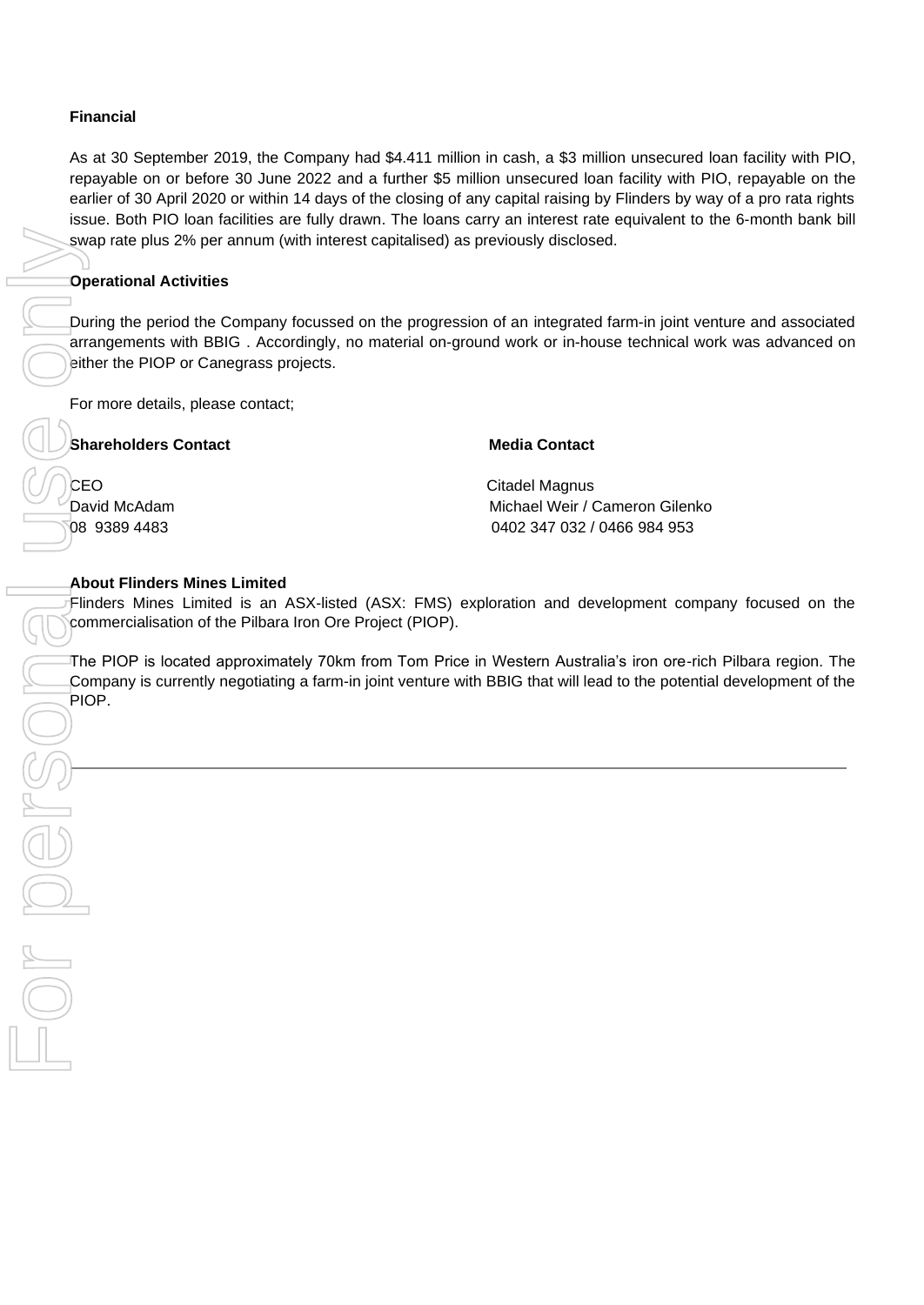**Financial**

As at 30 September 2019, the Company had $4.411 million in cash, a $3 million unsecured loan facility with PIO, repayable on or before 30 June 2022 and a further $5 million unsecured loan facility with PIO, repayable on the earlier of 30 April 2020 or within 14 days of the closing of any capital raising by Flinders by way of a pro rata rights issue. Both PIO loan facilities are fully drawn. The loans carry an interest rate equivalent to the 6-month bank bill swap rate plus 2% per annum (with interest capitalised) as previously disclosed.

**Operational Activities**

During the period the Company focussed on the progression of an integrated farm-in joint venture and associated arrangements with BBIG . Accordingly, no material on-ground work or in-house technical work was advanced on either the PIOP or Canegrass projects.

For more details, please contact;

| **Shareholders Contact** | **Media Contact** |
|---|---|
| CEO | Citadel Magnus |
| David McAdam | Michael Weir / Cameron Gilenko |
| 08 9389 4483 | 0402 347 032 / 0466 984 953 |

**About Flinders Mines Limited**

Flinders Mines Limited is an ASX-listed (ASX: FMS) exploration and development company focused on the commercialisation of the Pilbara Iron Ore Project (PIOP).

The PIOP is located approximately 70km from Tom Price in Western Australia's iron ore-rich Pilbara region. The Company is currently negotiating a farm-in joint venture with BBIG that will lead to the potential development of the PIOP.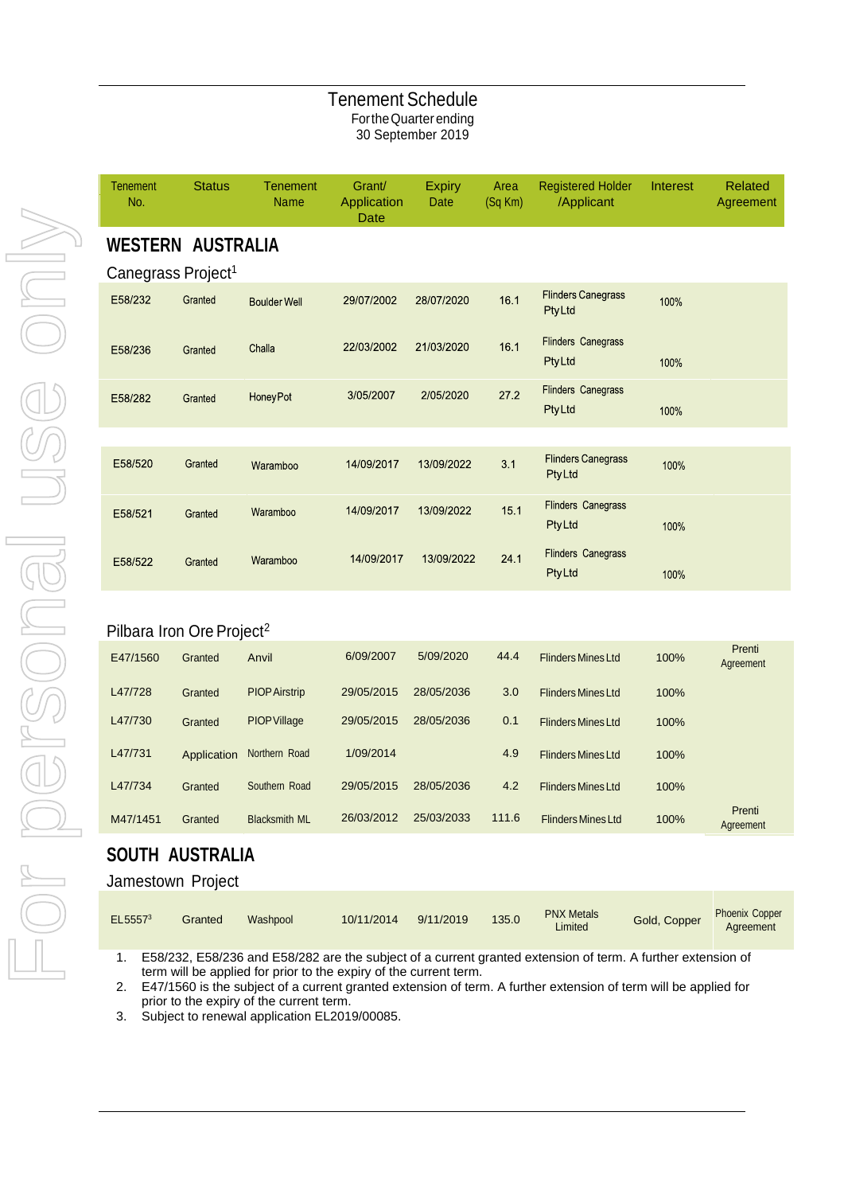# Tenement Schedule

For the Quarter ending
30 September 2019

| Tenement No. | Status | Tenement Name | Grant/ Application Date | Expiry Date | Area (Sq Km) | Registered Holder /Applicant | Interest | Related Agreement |
|---|---|---|---|---|---|---|---|---|
| **WESTERN AUSTRALIA** | | | | | | | | |
| Canegrass Project[1] | | | | | | | | |
| E58/232 | Granted | Boulder Well | 29/07/2002 | 28/07/2020 | 16.1 | Flinders Canegrass Pty Ltd | 100% | |
| E58/236 | Granted | Challa | 22/03/2002 | 21/03/2020 | 16.1 | Flinders Canegrass Pty Ltd | 100% | |
| E58/282 | Granted | Honey Pot | 3/05/2007 | 2/05/2020 | 27.2 | Flinders Canegrass Pty Ltd | 100% | |
| E58/520 | Granted | Waramboo | 14/09/2017 | 13/09/2022 | 3.1 | Flinders Canegrass Pty Ltd | 100% | |
| E58/521 | Granted | Waramboo | 14/09/2017 | 13/09/2022 | 15.1 | Flinders Canegrass Pty Ltd | 100% | |
| E58/522 | Granted | Waramboo | 14/09/2017 | 13/09/2022 | 24.1 | Flinders Canegrass Pty Ltd | 100% | |
| Pilbara Iron Ore Project[2] | | | | | | | | |
| E47/1560 | Granted | Anvil | 6/09/2007 | 5/09/2020 | 44.4 | Flinders Mines Ltd | 100% | Prenti Agreement |
| L47/728 | Granted | PIOP Airstrip | 29/05/2015 | 28/05/2036 | 3.0 | Flinders Mines Ltd | 100% | |
| L47/730 | Granted | PIOP Village | 29/05/2015 | 28/05/2036 | 0.1 | Flinders Mines Ltd | 100% | |
| L47/731 | Application | Northern Road | 1/09/2014 | | 4.9 | Flinders Mines Ltd | 100% | |
| L47/734 | Granted | Southern Road | 29/05/2015 | 28/05/2036 | 4.2 | Flinders Mines Ltd | 100% | |
| M47/1451 | Granted | Blacksmith ML | 26/03/2012 | 25/03/2033 | 111.6 | Flinders Mines Ltd | 100% | Prenti Agreement |
| **SOUTH AUSTRALIA** | | | | | | | | |
| Jamestown Project | | | | | | | | |
| EL5557[3] | Granted | Washpool | 10/11/2014 | 9/11/2019 | 135.0 | PNX Metals Limited | Gold, Copper | Phoenix Copper Agreement |

1. E58/232, E58/236 and E58/282 are the subject of a current granted extension of term. A further extension of term will be applied for prior to the expiry of the current term.
2. E47/1560 is the subject of a current granted extension of term. A further extension of term will be applied for prior to the expiry of the current term.
3. Subject to renewal application EL2019/00085.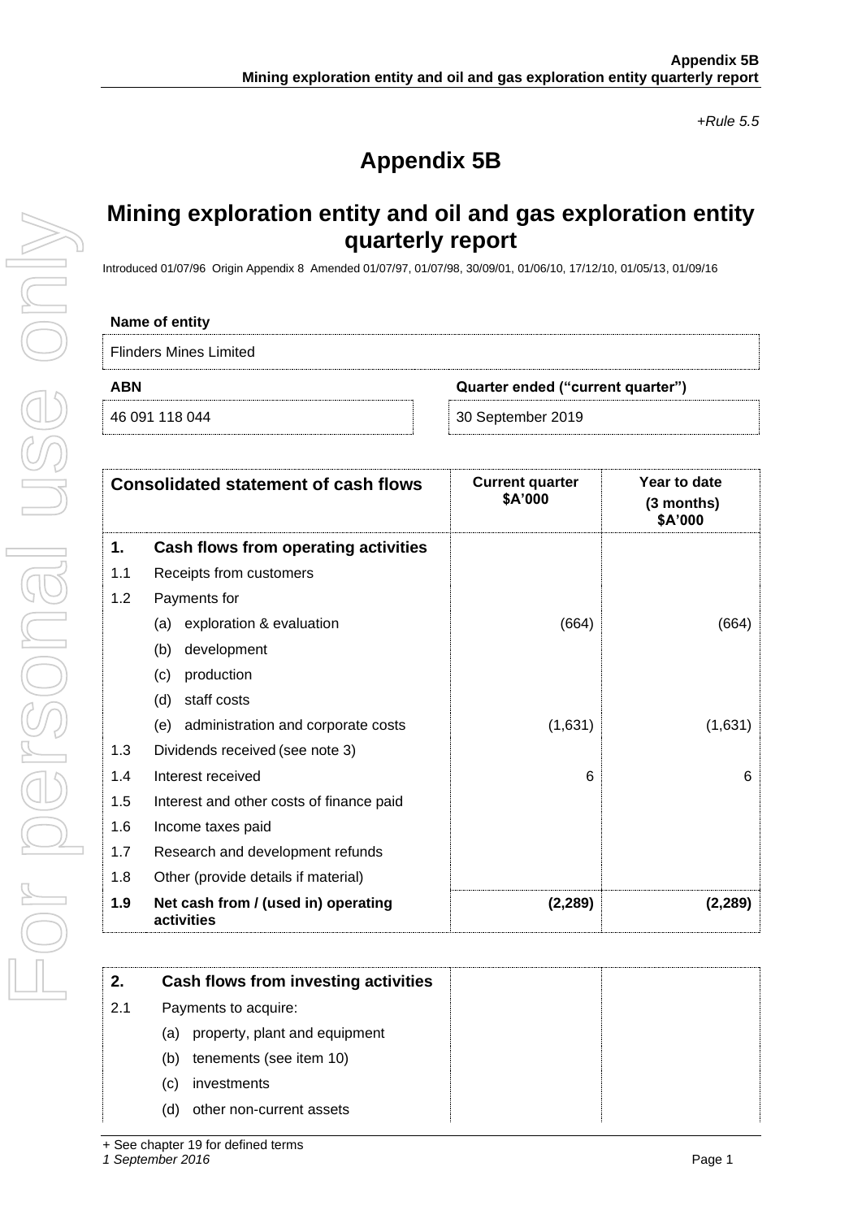*+Rule 5.5*

# Appendix 5B

## Mining exploration entity and oil and gas exploration entity quarterly report

Introduced 01/07/96 Origin Appendix 8 Amended 01/07/97, 01/07/98, 30/09/01, 01/06/10, 17/12/10, 01/05/13, 01/09/16

| Name of entity | |
|---|---|
| Flinders Mines Limited | |
| **ABN** | **Quarter ended ("current quarter")** |
| 46 091 118 044 | 30 September 2019 |

| | **Consolidated statement of cash flows** | **Current quarter $A'000** | **Year to date (3 months) $A'000** |
|---|---|---|---|
| **1.** | **Cash flows from operating activities** | | |
| 1.1 | Receipts from customers | | |
| 1.2 | Payments for | | |
| | (a) exploration & evaluation | (664) | (664) |
| | (b) development | | |
| | (c) production | | |
| | (d) staff costs | | |
| | (e) administration and corporate costs | (1,631) | (1,631) |
| 1.3 | Dividends received (see note 3) | | |
| 1.4 | Interest received | 6 | 6 |
| 1.5 | Interest and other costs of finance paid | | |
| 1.6 | Income taxes paid | | |
| 1.7 | Research and development refunds | | |
| 1.8 | Other (provide details if material) | | |
| **1.9** | **Net cash from / (used in) operating activities** | **(2,289)** | **(2,289)** |

| | | | |
|---|---|---|---|
| **2.** | **Cash flows from investing activities** | | |
| 2.1 | Payments to acquire: | | |
| | (a) property, plant and equipment | | |
| | (b) tenements (see item 10) | | |
| | (c) investments | | |
| | (d) other non-current assets | | |

+ See chapter 19 for defined terms
*1 September 2016*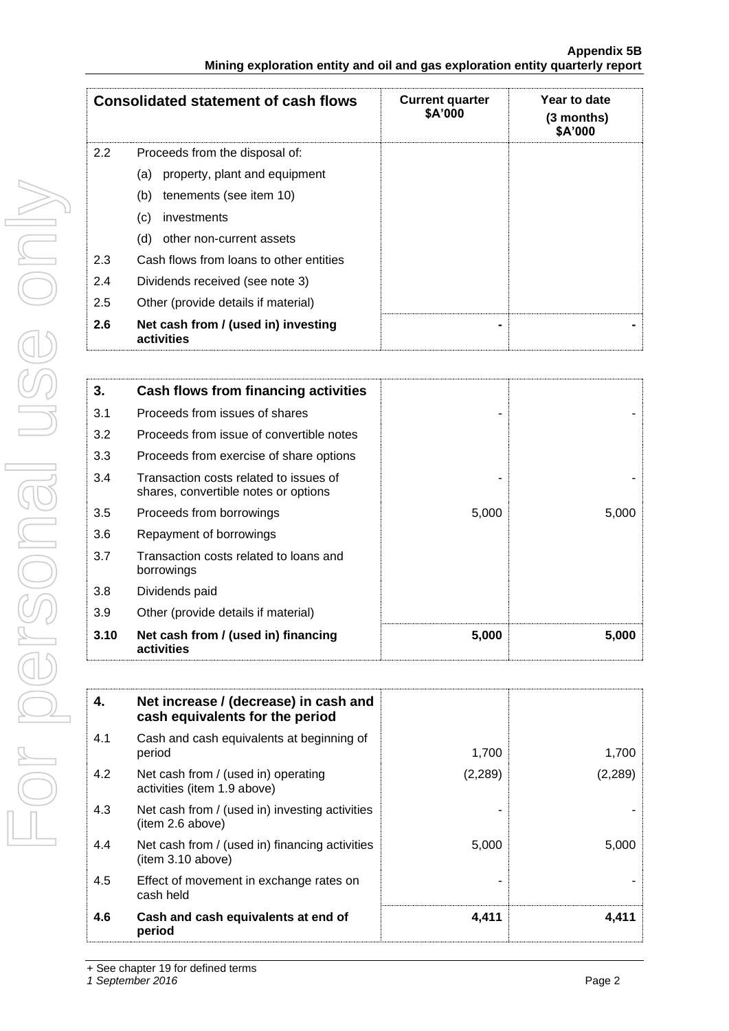| | Consolidated statement of cash flows | Current quarter $A'000 | Year to date (3 months) $A'000 |
|---|---|---|---|
| 2.2 | Proceeds from the disposal of: | | |
| | (a) property, plant and equipment | | |
| | (b) tenements (see item 10) | | |
| | (c) investments | | |
| | (d) other non-current assets | | |
| 2.3 | Cash flows from loans to other entities | | |
| 2.4 | Dividends received (see note 3) | | |
| 2.5 | Other (provide details if material) | | |
| **2.6** | **Net cash from / (used in) investing activities** | **-** | **-** |

| **3.** | **Cash flows from financing activities** | | |
|---|---|---|---|
| 3.1 | Proceeds from issues of shares | - | - |
| 3.2 | Proceeds from issue of convertible notes | | |
| 3.3 | Proceeds from exercise of share options | | |
| 3.4 | Transaction costs related to issues of shares, convertible notes or options | - | - |
| 3.5 | Proceeds from borrowings | 5,000 | 5,000 |
| 3.6 | Repayment of borrowings | | |
| 3.7 | Transaction costs related to loans and borrowings | | |
| 3.8 | Dividends paid | | |
| 3.9 | Other (provide details if material) | | |
| **3.10** | **Net cash from / (used in) financing activities** | **5,000** | **5,000** |

| **4.** | **Net increase / (decrease) in cash and cash equivalents for the period** | | |
|---|---|---|---|
| 4.1 | Cash and cash equivalents at beginning of period | 1,700 | 1,700 |
| 4.2 | Net cash from / (used in) operating activities (item 1.9 above) | (2,289) | (2,289) |
| 4.3 | Net cash from / (used in) investing activities (item 2.6 above) | - | - |
| 4.4 | Net cash from / (used in) financing activities (item 3.10 above) | 5,000 | 5,000 |
| 4.5 | Effect of movement in exchange rates on cash held | - | - |
| **4.6** | **Cash and cash equivalents at end of period** | **4,411** | **4,411** |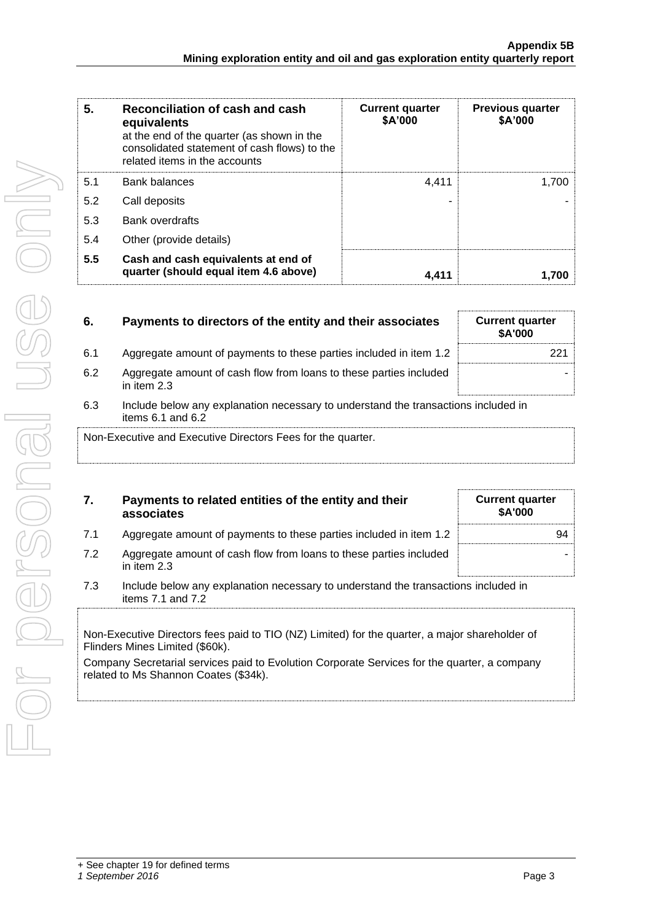| 5. | Reconciliation of cash and cash equivalents at the end of the quarter (as shown in the consolidated statement of cash flows) to the related items in the accounts | Current quarter $A'000 | Previous quarter $A'000 |
|---|---|---|---|
| 5.1 | Bank balances | 4,411 | 1,700 |
| 5.2 | Call deposits | - | - |
| 5.3 | Bank overdrafts | | |
| 5.4 | Other (provide details) | | |
| **5.5** | **Cash and cash equivalents at end of quarter (should equal item 4.6 above)** | **4,411** | **1,700** |

| 6. | Payments to directors of the entity and their associates | Current quarter $A'000 |
|---|---|---|
| 6.1 | Aggregate amount of payments to these parties included in item 1.2 | 221 |
| 6.2 | Aggregate amount of cash flow from loans to these parties included in item 2.3 | - |

6.3 Include below any explanation necessary to understand the transactions included in items 6.1 and 6.2

Non-Executive and Executive Directors Fees for the quarter.

| 7. | Payments to related entities of the entity and their associates | Current quarter $A'000 |
|---|---|---|
| 7.1 | Aggregate amount of payments to these parties included in item 1.2 | 94 |
| 7.2 | Aggregate amount of cash flow from loans to these parties included in item 2.3 | - |

7.3 Include below any explanation necessary to understand the transactions included in items 7.1 and 7.2

Non-Executive Directors fees paid to TIO (NZ) Limited) for the quarter, a major shareholder of Flinders Mines Limited ($60k).

Company Secretarial services paid to Evolution Corporate Services for the quarter, a company related to Ms Shannon Coates ($34k).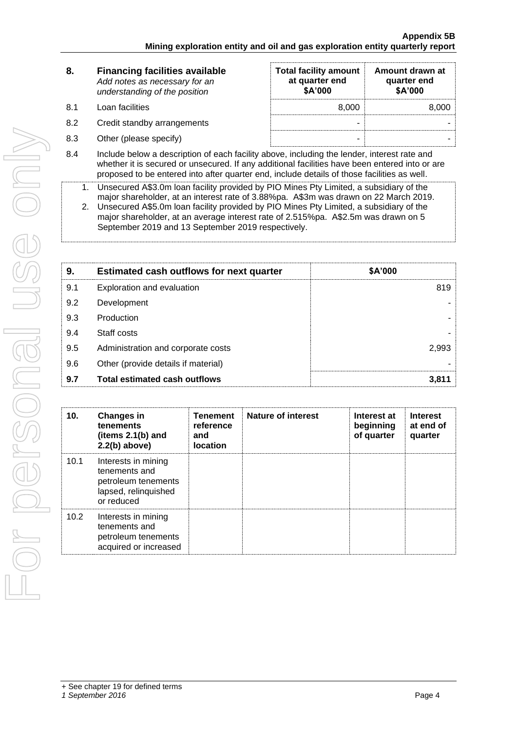| 8. | Financing facilities available *Add notes as necessary for an understanding of the position* | Total facility amount at quarter end $A'000 | Amount drawn at quarter end $A'000 |
|---|---|---|---|
| 8.1 | Loan facilities | 8,000 | 8,000 |
| 8.2 | Credit standby arrangements | - | - |
| 8.3 | Other (please specify) | - | - |

8.4 Include below a description of each facility above, including the lender, interest rate and whether it is secured or unsecured. If any additional facilities have been entered into or are proposed to be entered into after quarter end, include details of those facilities as well.

1. Unsecured A$3.0m loan facility provided by PIO Mines Pty Limited, a subsidiary of the major shareholder, at an interest rate of 3.88%pa. A$3m was drawn on 22 March 2019.
2. Unsecured A$5.0m loan facility provided by PIO Mines Pty Limited, a subsidiary of the major shareholder, at an average interest rate of 2.515%pa. A$2.5m was drawn on 5 September 2019 and 13 September 2019 respectively.

| 9. | Estimated cash outflows for next quarter | $A'000 |
|---|---|---|
| 9.1 | Exploration and evaluation | 819 |
| 9.2 | Development | - |
| 9.3 | Production | - |
| 9.4 | Staff costs | - |
| 9.5 | Administration and corporate costs | 2,993 |
| 9.6 | Other (provide details if material) | - |
| **9.7** | **Total estimated cash outflows** | **3,811** |

| 10. | Changes in tenements (items 2.1(b) and 2.2(b) above) | Tenement reference and location | Nature of interest | Interest at beginning of quarter | Interest at end of quarter |
|---|---|---|---|---|---|
| 10.1 | Interests in mining tenements and petroleum tenements lapsed, relinquished or reduced | | | | |
| 10.2 | Interests in mining tenements and petroleum tenements acquired or increased | | | | |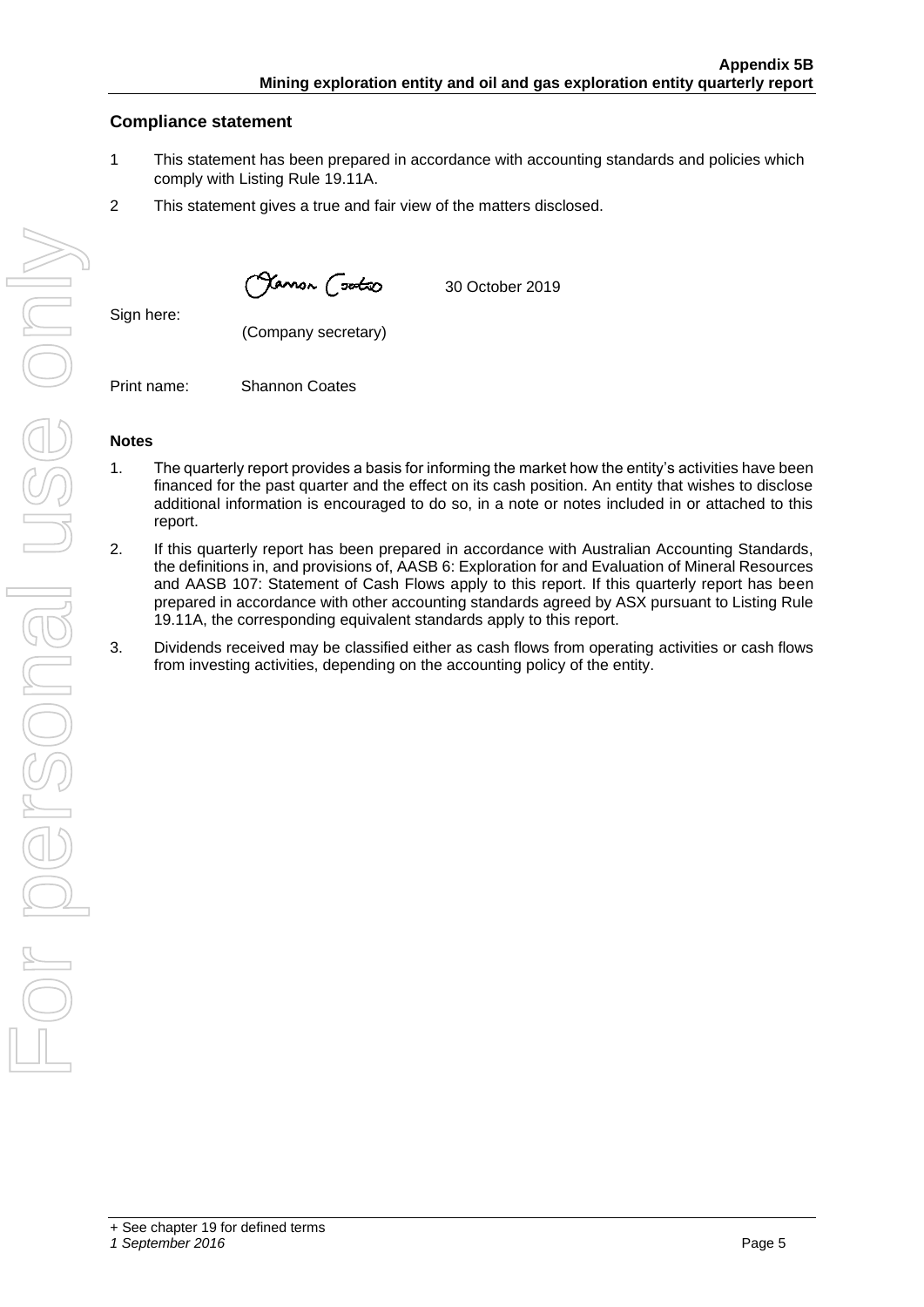## Compliance statement

1 This statement has been prepared in accordance with accounting standards and policies which comply with Listing Rule 19.11A.

2 This statement gives a true and fair view of the matters disclosed.

Sign here: ............................................................ Date: 30 October 2019
(Company secretary)

Print name: Shannon Coates

### Notes

1. The quarterly report provides a basis for informing the market how the entity's activities have been financed for the past quarter and the effect on its cash position. An entity that wishes to disclose additional information is encouraged to do so, in a note or notes included in or attached to this report.

2. If this quarterly report has been prepared in accordance with Australian Accounting Standards, the definitions in, and provisions of, AASB 6: Exploration for and Evaluation of Mineral Resources and AASB 107: Statement of Cash Flows apply to this report. If this quarterly report has been prepared in accordance with other accounting standards agreed by ASX pursuant to Listing Rule 19.11A, the corresponding equivalent standards apply to this report.

3. Dividends received may be classified either as cash flows from operating activities or cash flows from investing activities, depending on the accounting policy of the entity.